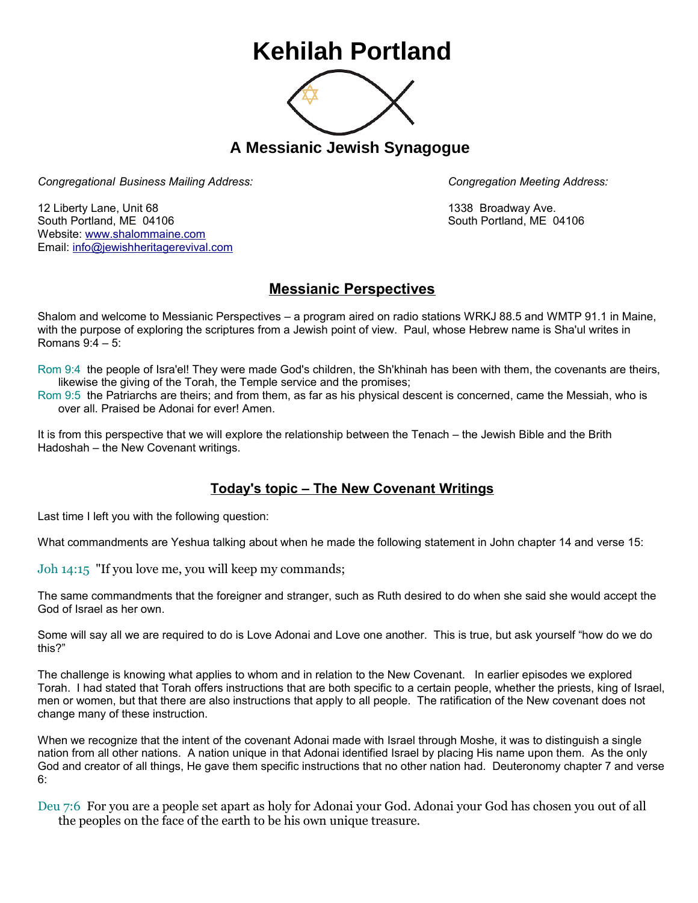# Kehilah Portland

## A Messianic Jewish Synagogue

*Congregational Business Mailing Address:*

12 Liberty Lane, Unit 68
South Portland, ME 04106
Website: www.shalommaine.com
Email: info@jewishheritagerevival.com

*Congregation Meeting Address:*

1338 Broadway Ave.
South Portland, ME 04106

## Messianic Perspectives

Shalom and welcome to Messianic Perspectives – a program aired on radio stations WRKJ 88.5 and WMTP 91.1 in Maine, with the purpose of exploring the scriptures from a Jewish point of view. Paul, whose Hebrew name is Sha'ul writes in Romans 9:4 – 5:

Rom 9:4 the people of Isra'el! They were made God's children, the Sh'khinah has been with them, the covenants are theirs, likewise the giving of the Torah, the Temple service and the promises;
Rom 9:5 the Patriarchs are theirs; and from them, as far as his physical descent is concerned, came the Messiah, who is over all. Praised be Adonai for ever! Amen.

It is from this perspective that we will explore the relationship between the Tenach – the Jewish Bible and the Brith Hadoshah – the New Covenant writings.

## Today's topic – The New Covenant Writings

Last time I left you with the following question:

What commandments are Yeshua talking about when he made the following statement in John chapter 14 and verse 15:

Joh 14:15 "If you love me, you will keep my commands;

The same commandments that the foreigner and stranger, such as Ruth desired to do when she said she would accept the God of Israel as her own.

Some will say all we are required to do is Love Adonai and Love one another. This is true, but ask yourself "how do we do this?"

The challenge is knowing what applies to whom and in relation to the New Covenant. In earlier episodes we explored Torah. I had stated that Torah offers instructions that are both specific to a certain people, whether the priests, king of Israel, men or women, but that there are also instructions that apply to all people. The ratification of the New covenant does not change many of these instruction.

When we recognize that the intent of the covenant Adonai made with Israel through Moshe, it was to distinguish a single nation from all other nations. A nation unique in that Adonai identified Israel by placing His name upon them. As the only God and creator of all things, He gave them specific instructions that no other nation had. Deuteronomy chapter 7 and verse 6:

Deu 7:6 For you are a people set apart as holy for Adonai your God. Adonai your God has chosen you out of all the peoples on the face of the earth to be his own unique treasure.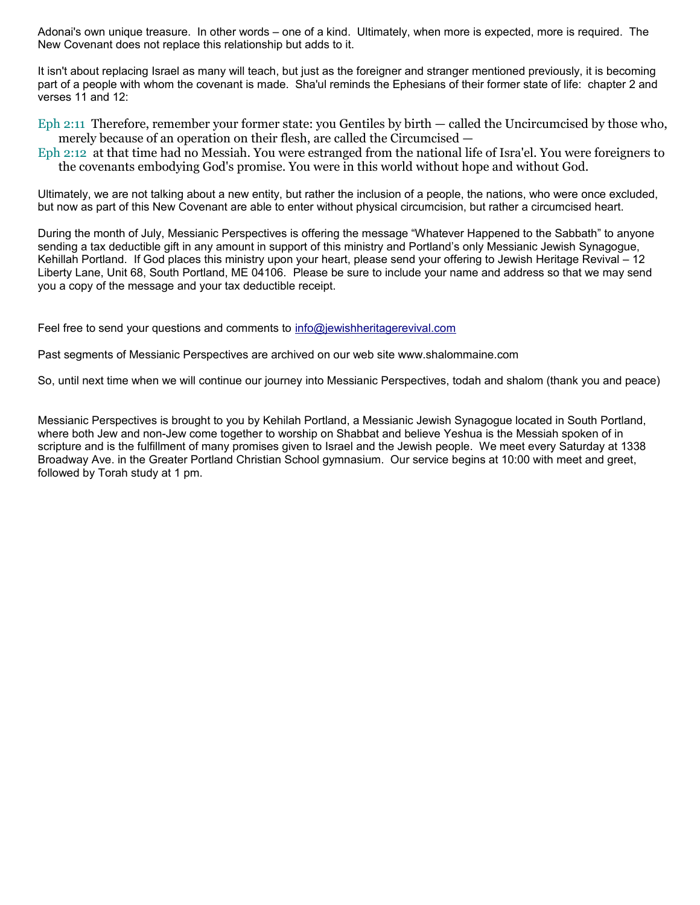Adonai's own unique treasure. In other words – one of a kind. Ultimately, when more is expected, more is required. The New Covenant does not replace this relationship but adds to it.

It isn't about replacing Israel as many will teach, but just as the foreigner and stranger mentioned previously, it is becoming part of a people with whom the covenant is made. Sha'ul reminds the Ephesians of their former state of life: chapter 2 and verses 11 and 12:

Eph 2:11 Therefore, remember your former state: you Gentiles by birth — called the Uncircumcised by those who, merely because of an operation on their flesh, are called the Circumcised —

Eph 2:12 at that time had no Messiah. You were estranged from the national life of Isra'el. You were foreigners to the covenants embodying God's promise. You were in this world without hope and without God.

Ultimately, we are not talking about a new entity, but rather the inclusion of a people, the nations, who were once excluded, but now as part of this New Covenant are able to enter without physical circumcision, but rather a circumcised heart.

During the month of July, Messianic Perspectives is offering the message "Whatever Happened to the Sabbath" to anyone sending a tax deductible gift in any amount in support of this ministry and Portland's only Messianic Jewish Synagogue, Kehillah Portland. If God places this ministry upon your heart, please send your offering to Jewish Heritage Revival – 12 Liberty Lane, Unit 68, South Portland, ME 04106. Please be sure to include your name and address so that we may send you a copy of the message and your tax deductible receipt.

Feel free to send your questions and comments to info@jewishheritagerevival.com

Past segments of Messianic Perspectives are archived on our web site www.shalommaine.com

So, until next time when we will continue our journey into Messianic Perspectives, todah and shalom (thank you and peace)

Messianic Perspectives is brought to you by Kehilah Portland, a Messianic Jewish Synagogue located in South Portland, where both Jew and non-Jew come together to worship on Shabbat and believe Yeshua is the Messiah spoken of in scripture and is the fulfillment of many promises given to Israel and the Jewish people. We meet every Saturday at 1338 Broadway Ave. in the Greater Portland Christian School gymnasium. Our service begins at 10:00 with meet and greet, followed by Torah study at 1 pm.